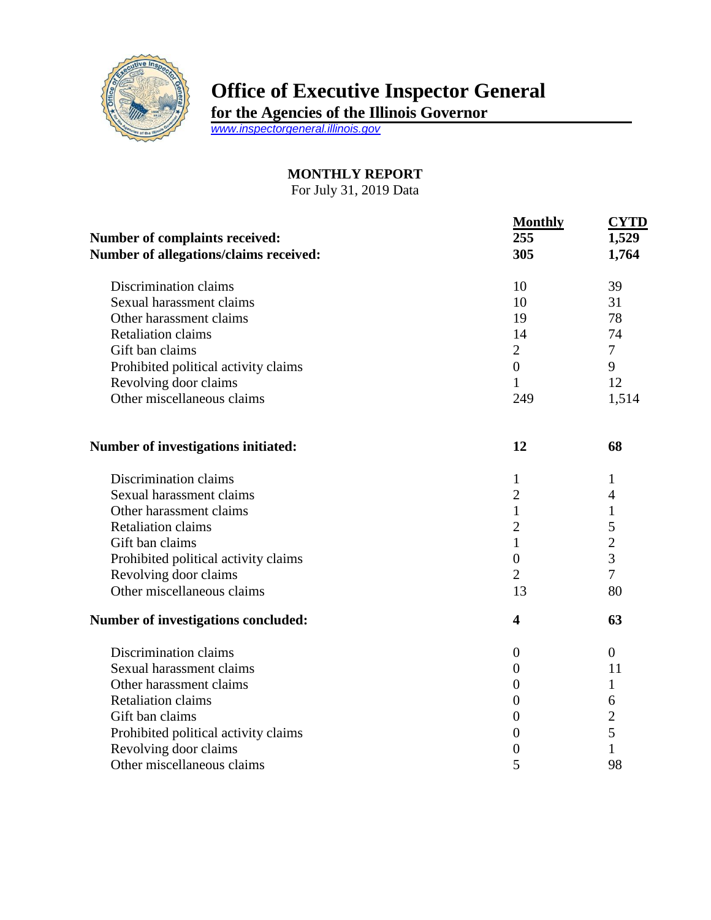# Office of Executive Inspector General

**for the Agencies of the Illinois Governor**

www.inspectorgeneral.illinois.gov

## MONTHLY REPORT

For July 31, 2019 Data

| | Monthly | CYTD |
|---|---|---|
| **Number of complaints received:** | **255** | **1,529** |
| **Number of allegations/claims received:** | **305** | **1,764** |
| Discrimination claims | 10 | 39 |
| Sexual harassment claims | 10 | 31 |
| Other harassment claims | 19 | 78 |
| Retaliation claims | 14 | 74 |
| Gift ban claims | 2 | 7 |
| Prohibited political activity claims | 0 | 9 |
| Revolving door claims | 1 | 12 |
| Other miscellaneous claims | 249 | 1,514 |
| **Number of investigations initiated:** | **12** | **68** |
| Discrimination claims | 1 | 1 |
| Sexual harassment claims | 2 | 4 |
| Other harassment claims | 1 | 1 |
| Retaliation claims | 2 | 5 |
| Gift ban claims | 1 | 2 |
| Prohibited political activity claims | 0 | 3 |
| Revolving door claims | 2 | 7 |
| Other miscellaneous claims | 13 | 80 |
| **Number of investigations concluded:** | **4** | **63** |
| Discrimination claims | 0 | 0 |
| Sexual harassment claims | 0 | 11 |
| Other harassment claims | 0 | 1 |
| Retaliation claims | 0 | 6 |
| Gift ban claims | 0 | 2 |
| Prohibited political activity claims | 0 | 5 |
| Revolving door claims | 0 | 1 |
| Other miscellaneous claims | 5 | 98 |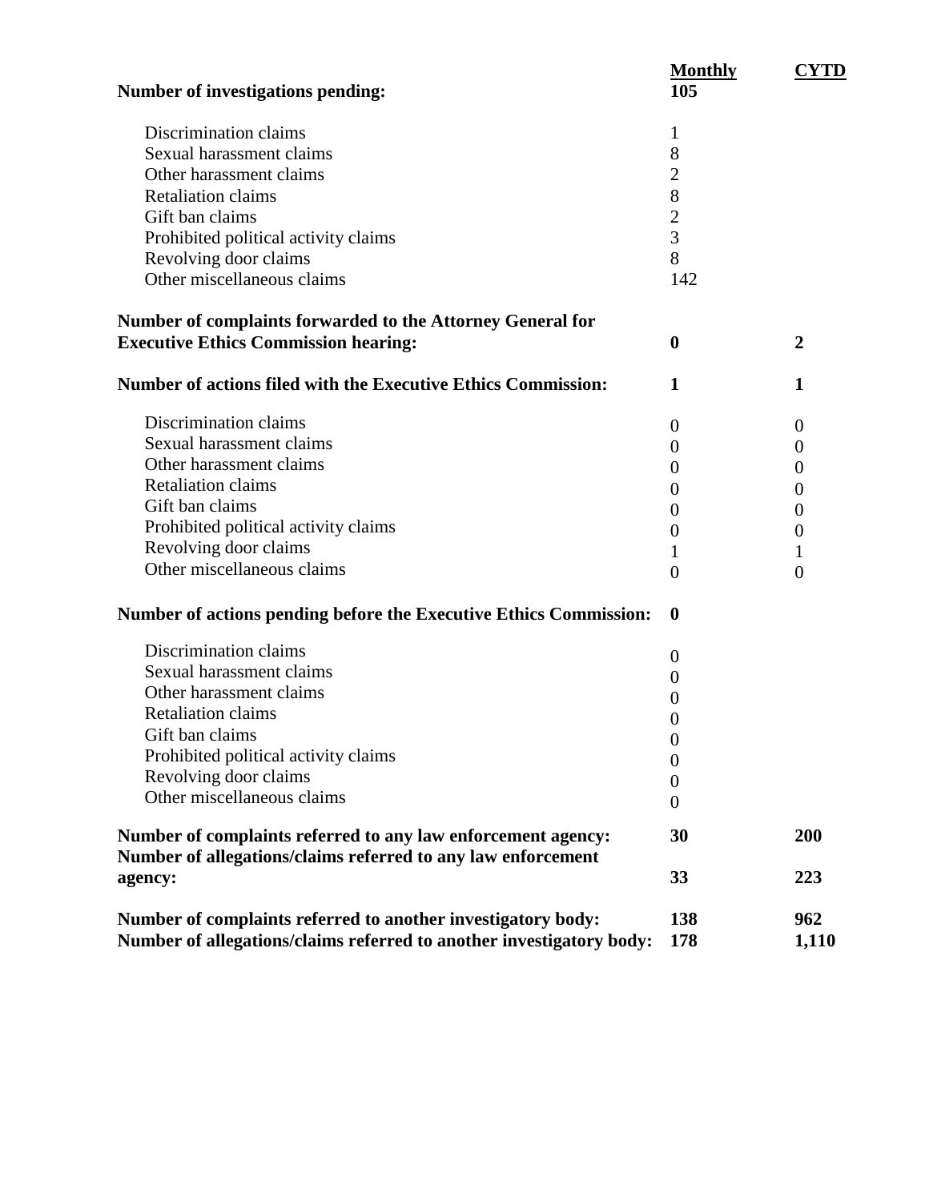| | Monthly | CYTD |
|---|---|---|
| **Number of investigations pending:** | **105** | |
| Discrimination claims | 1 | |
| Sexual harassment claims | 8 | |
| Other harassment claims | 2 | |
| Retaliation claims | 8 | |
| Gift ban claims | 2 | |
| Prohibited political activity claims | 3 | |
| Revolving door claims | 8 | |
| Other miscellaneous claims | 142 | |
| **Number of complaints forwarded to the Attorney General for Executive Ethics Commission hearing:** | **0** | **2** |
| **Number of actions filed with the Executive Ethics Commission:** | **1** | **1** |
| Discrimination claims | 0 | 0 |
| Sexual harassment claims | 0 | 0 |
| Other harassment claims | 0 | 0 |
| Retaliation claims | 0 | 0 |
| Gift ban claims | 0 | 0 |
| Prohibited political activity claims | 0 | 0 |
| Revolving door claims | 1 | 1 |
| Other miscellaneous claims | 0 | 0 |
| **Number of actions pending before the Executive Ethics Commission:** | **0** | |
| Discrimination claims | 0 | |
| Sexual harassment claims | 0 | |
| Other harassment claims | 0 | |
| Retaliation claims | 0 | |
| Gift ban claims | 0 | |
| Prohibited political activity claims | 0 | |
| Revolving door claims | 0 | |
| Other miscellaneous claims | 0 | |
| **Number of complaints referred to any law enforcement agency:** | **30** | **200** |
| **Number of allegations/claims referred to any law enforcement agency:** | **33** | **223** |
| **Number of complaints referred to another investigatory body:** | **138** | **962** |
| **Number of allegations/claims referred to another investigatory body:** | **178** | **1,110** |